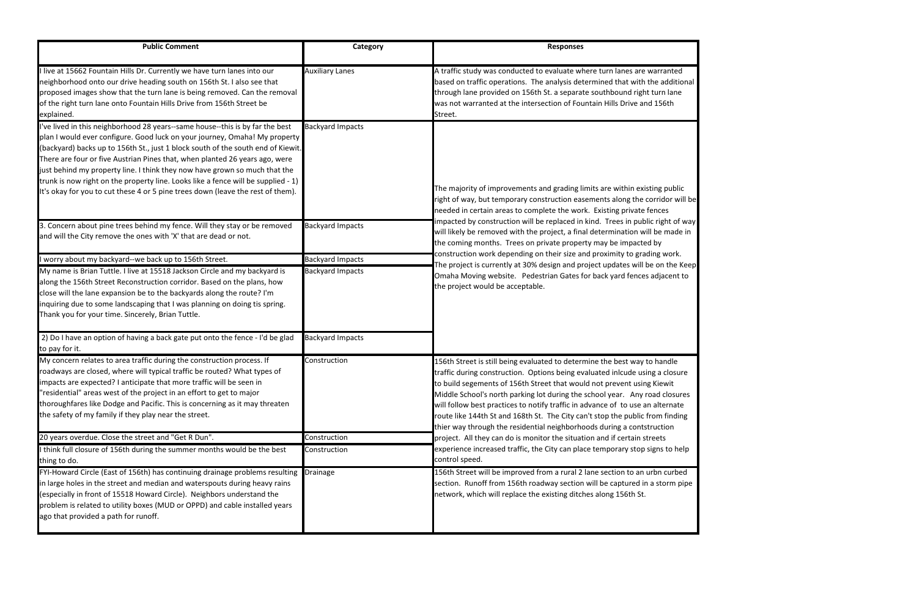| Public Comment | Category | Responses |
|---|---|---|
| I live at 15662 Fountain Hills Dr. Currently we have turn lanes into our neighborhood onto our drive heading south on 156th St. I also see that proposed images show that the turn lane is being removed. Can the removal of the right turn lane onto Fountain Hills Drive from 156th Street be explained. | Auxiliary Lanes | A traffic study was conducted to evaluate where turn lanes are warranted based on traffic operations. The analysis determined that with the additional through lane provided on 156th St. a separate southbound right turn lane was not warranted at the intersection of Fountain Hills Drive and 156th Street. |
| I've lived in this neighborhood 28 years--same house--this is by far the best plan I would ever configure. Good luck on your journey, Omaha! My property (backyard) backs up to 156th St., just 1 block south of the south end of Kiewit. There are four or five Austrian Pines that, when planted 26 years ago, were just behind my property line. I think they now have grown so much that the trunk is now right on the property line. Looks like a fence will be supplied - 1) It's okay for you to cut these 4 or 5 pine trees down (leave the rest of them). | Backyard Impacts | The majority of improvements and grading limits are within existing public right of way, but temporary construction easements along the corridor will be needed in certain areas to complete the work. Existing private fences impacted by construction will be replaced in kind. Trees in public right of way will likely be removed with the project, a final determination will be made in the coming months. Trees on private property may be impacted by construction work depending on their size and proximity to grading work. The project is currently at 30% design and project updates will be on the Keep Omaha Moving website. Pedestrian Gates for back yard fences adjacent to the project would be acceptable. |
| 3. Concern about pine trees behind my fence. Will they stay or be removed and will the City remove the ones with 'X' that are dead or not. | Backyard Impacts | |
| I worry about my backyard--we back up to 156th Street. | Backyard Impacts | |
| My name is Brian Tuttle. I live at 15518 Jackson Circle and my backyard is along the 156th Street Reconstruction corridor. Based on the plans, how close will the lane expansion be to the backyards along the route? I'm inquiring due to some landscaping that I was planning on doing tis spring. Thank you for your time. Sincerely, Brian Tuttle. | Backyard Impacts | |
| 2) Do I have an option of having a back gate put onto the fence - I'd be glad to pay for it. | Backyard Impacts | |
| My concern relates to area traffic during the construction process. If roadways are closed, where will typical traffic be routed? What types of impacts are expected? I anticipate that more traffic will be seen in "residential" areas west of the project in an effort to get to major thoroughfares like Dodge and Pacific. This is concerning as it may threaten the safety of my family if they play near the street. | Construction | 156th Street is still being evaluated to determine the best way to handle traffic during construction. Options being evaluated inlcude using a closure to build segements of 156th Street that would not prevent using Kiewit Middle School's north parking lot during the school year. Any road closures will follow best practices to notify traffic in advance of to use an alternate route like 144th St and 168th St. The City can't stop the public from finding thier way through the residential neighborhoods during a contstruction project. All they can do is monitor the situation and if certain streets experience increased traffic, the City can place temporary stop signs to help control speed. |
| 20 years overdue. Close the street and "Get R Dun". | Construction | |
| I think full closure of 156th during the summer months would be the best thing to do. | Construction | |
| FYI-Howard Circle (East of 156th) has continuing drainage problems resulting in large holes in the street and median and waterspouts during heavy rains (especially in front of 15518 Howard Circle). Neighbors understand the problem is related to utility boxes (MUD or OPPD) and cable installed years ago that provided a path for runoff. | Drainage | 156th Street will be improved from a rural 2 lane section to an urbn curbed section. Runoff from 156th roadway section will be captured in a storm pipe network, which will replace the existing ditches along 156th St. |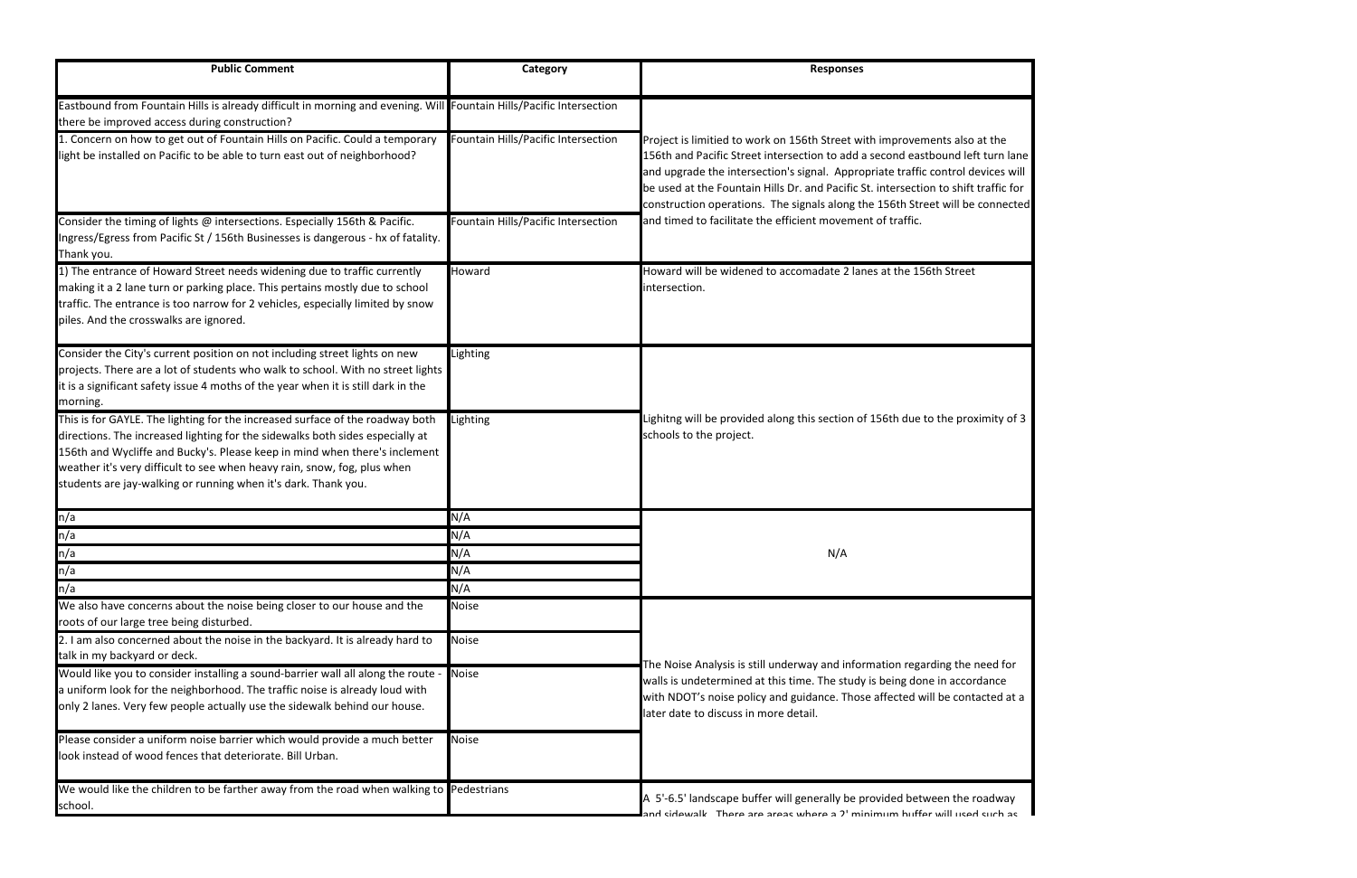| Public Comment | Category | Responses |
|---|---|---|
| Eastbound from Fountain Hills is already difficult in morning and evening. Will there be improved access during construction? | Fountain Hills/Pacific Intersection | Project is limitied to work on 156th Street with improvements also at the 156th and Pacific Street intersection to add a second eastbound left turn lane and upgrade the intersection's signal. Appropriate traffic control devices will be used at the Fountain Hills Dr. and Pacific St. intersection to shift traffic for construction operations. The signals along the 156th Street will be connected and timed to facilitate the efficient movement of traffic. |
| 1. Concern on how to get out of Fountain Hills on Pacific. Could a temporary light be installed on Pacific to be able to turn east out of neighborhood? | Fountain Hills/Pacific Intersection | |
| Consider the timing of lights @ intersections. Especially 156th & Pacific. Ingress/Egress from Pacific St / 156th Businesses is dangerous - hx of fatality. Thank you. | Fountain Hills/Pacific Intersection | |
| 1) The entrance of Howard Street needs widening due to traffic currently making it a 2 lane turn or parking place. This pertains mostly due to school traffic. The entrance is too narrow for 2 vehicles, especially limited by snow piles. And the crosswalks are ignored. | Howard | Howard will be widened to accomadate 2 lanes at the 156th Street intersection. |
| Consider the City's current position on not including street lights on new projects. There are a lot of students who walk to school. With no street lights it is a significant safety issue 4 moths of the year when it is still dark in the morning. | Lighting | Lighitng will be provided along this section of 156th due to the proximity of 3 schools to the project. |
| This is for GAYLE. The lighting for the increased surface of the roadway both directions. The increased lighting for the sidewalks both sides especially at 156th and Wycliffe and Bucky's. Please keep in mind when there's inclement weather it's very difficult to see when heavy rain, snow, fog, plus when students are jay-walking or running when it's dark. Thank you. | Lighting | |
| n/a | N/A | N/A |
| n/a | N/A | |
| n/a | N/A | |
| n/a | N/A | |
| n/a | N/A | |
| We also have concerns about the noise being closer to our house and the roots of our large tree being disturbed. | Noise | The Noise Analysis is still underway and information regarding the need for walls is undetermined at this time. The study is being done in accordance with NDOT's noise policy and guidance. Those affected will be contacted at a later date to discuss in more detail. |
| 2. I am also concerned about the noise in the backyard. It is already hard to talk in my backyard or deck. | Noise | |
| Would like you to consider installing a sound-barrier wall all along the route - a uniform look for the neighborhood. The traffic noise is already loud with only 2 lanes. Very few people actually use the sidewalk behind our house. | Noise | |
| Please consider a uniform noise barrier which would provide a much better look instead of wood fences that deteriorate. Bill Urban. | Noise | |
| We would like the children to be farther away from the road when walking to school. | Pedestrians | A 5'-6.5' landscape buffer will generally be provided between the roadway and sidewalk. There are areas where a 2' minimum buffer will used such as |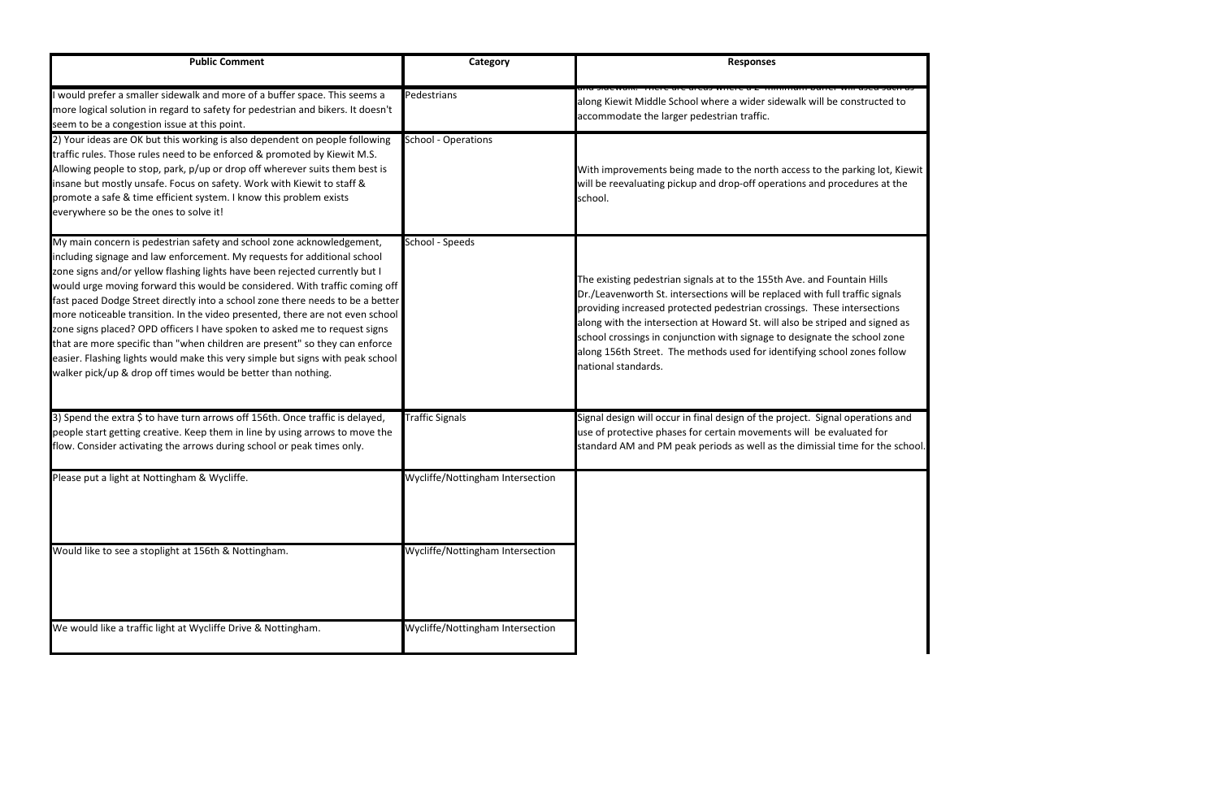| Public Comment | Category | Responses |
|---|---|---|
| I would prefer a smaller sidewalk and more of a buffer space. This seems a more logical solution in regard to safety for pedestrian and bikers. It doesn't seem to be a congestion issue at this point. | Pedestrians | and sidewalk. There are areas where a 2' minimum buffer will used such as along Kiewit Middle School where a wider sidewalk will be constructed to accommodate the larger pedestrian traffic. |
| 2) Your ideas are OK but this working is also dependent on people following traffic rules. Those rules need to be enforced & promoted by Kiewit M.S. Allowing people to stop, park, p/up or drop off wherever suits them best is insane but mostly unsafe. Focus on safety. Work with Kiewit to staff & promote a safe & time efficient system. I know this problem exists everywhere so be the ones to solve it! | School - Operations | With improvements being made to the north access to the parking lot, Kiewit will be reevaluating pickup and drop-off operations and procedures at the school. |
| My main concern is pedestrian safety and school zone acknowledgement, including signage and law enforcement. My requests for additional school zone signs and/or yellow flashing lights have been rejected currently but I would urge moving forward this would be considered. With traffic coming off fast paced Dodge Street directly into a school zone there needs to be a better more noticeable transition. In the video presented, there are not even school zone signs placed? OPD officers I have spoken to asked me to request signs that are more specific than "when children are present" so they can enforce easier. Flashing lights would make this very simple but signs with peak school walker pick/up & drop off times would be better than nothing. | School - Speeds | The existing pedestrian signals at to the 155th Ave. and Fountain Hills Dr./Leavenworth St. intersections will be replaced with full traffic signals providing increased protected pedestrian crossings. These intersections along with the intersection at Howard St. will also be striped and signed as school crossings in conjunction with signage to designate the school zone along 156th Street. The methods used for identifying school zones follow national standards. |
| 3) Spend the extra $ to have turn arrows off 156th. Once traffic is delayed, people start getting creative. Keep them in line by using arrows to move the flow. Consider activating the arrows during school or peak times only. | Traffic Signals | Signal design will occur in final design of the project. Signal operations and use of protective phases for certain movements will be evaluated for standard AM and PM peak periods as well as the dimissial time for the school. |
| Please put a light at Nottingham & Wycliffe. | Wycliffe/Nottingham Intersection | |
| Would like to see a stoplight at 156th & Nottingham. | Wycliffe/Nottingham Intersection | |
| We would like a traffic light at Wycliffe Drive & Nottingham. | Wycliffe/Nottingham Intersection | |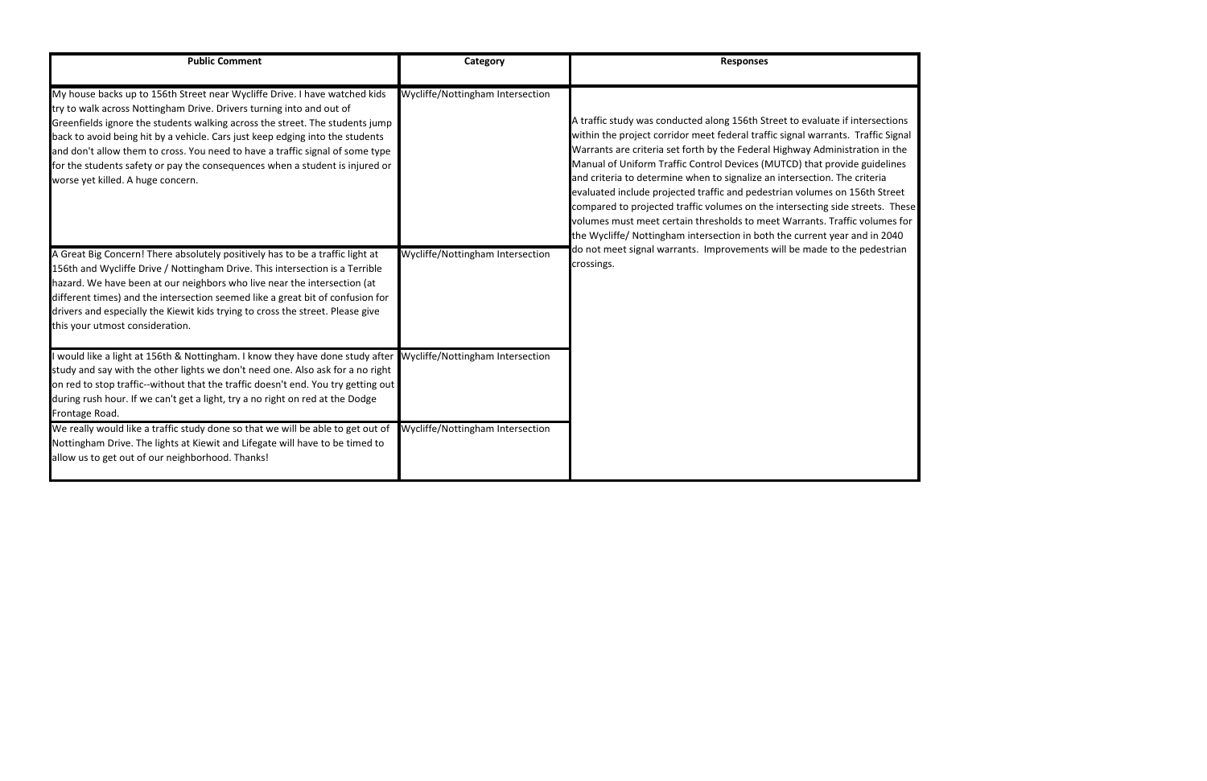| Public Comment | Category | Responses |
|---|---|---|
| My house backs up to 156th Street near Wycliffe Drive. I have watched kids try to walk across Nottingham Drive. Drivers turning into and out of Greenfields ignore the students walking across the street. The students jump back to avoid being hit by a vehicle. Cars just keep edging into the students and don't allow them to cross. You need to have a traffic signal of some type for the students safety or pay the consequences when a student is injured or worse yet killed. A huge concern. | Wycliffe/Nottingham Intersection | A traffic study was conducted along 156th Street to evaluate if intersections within the project corridor meet federal traffic signal warrants. Traffic Signal Warrants are criteria set forth by the Federal Highway Administration in the Manual of Uniform Traffic Control Devices (MUTCD) that provide guidelines and criteria to determine when to signalize an intersection. The criteria evaluated include projected traffic and pedestrian volumes on 156th Street compared to projected traffic volumes on the intersecting side streets. These volumes must meet certain thresholds to meet Warrants. Traffic volumes for the Wycliffe/ Nottingham intersection in both the current year and in 2040 do not meet signal warrants. Improvements will be made to the pedestrian crossings. |
| A Great Big Concern! There absolutely positively has to be a traffic light at 156th and Wycliffe Drive / Nottingham Drive. This intersection is a Terrible hazard. We have been at our neighbors who live near the intersection (at different times) and the intersection seemed like a great bit of confusion for drivers and especially the Kiewit kids trying to cross the street. Please give this your utmost consideration. | Wycliffe/Nottingham Intersection | |
| I would like a light at 156th & Nottingham. I know they have done study after study and say with the other lights we don't need one. Also ask for a no right on red to stop traffic--without that the traffic doesn't end. You try getting out during rush hour. If we can't get a light, try a no right on red at the Dodge Frontage Road. | Wycliffe/Nottingham Intersection | |
| We really would like a traffic study done so that we will be able to get out of Nottingham Drive. The lights at Kiewit and Lifegate will have to be timed to allow us to get out of our neighborhood. Thanks! | Wycliffe/Nottingham Intersection | |